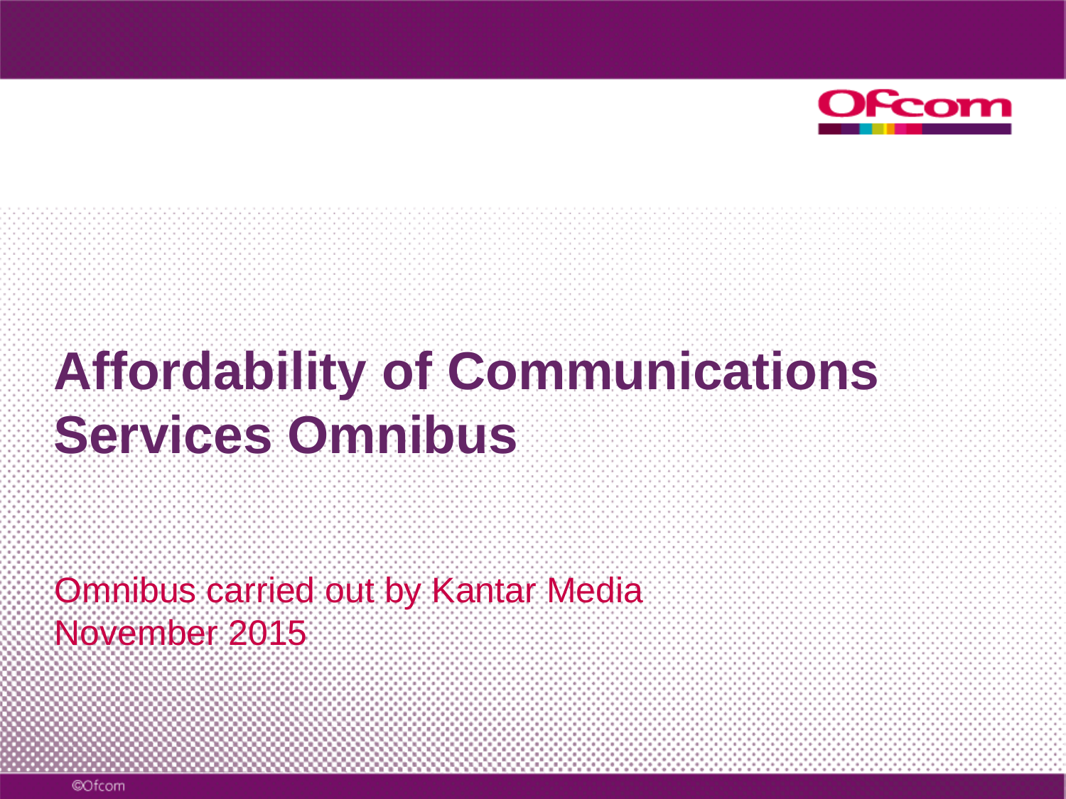# Affordability of Communications Services Omnibus

Omnibus carried out by Kantar Media
November 2015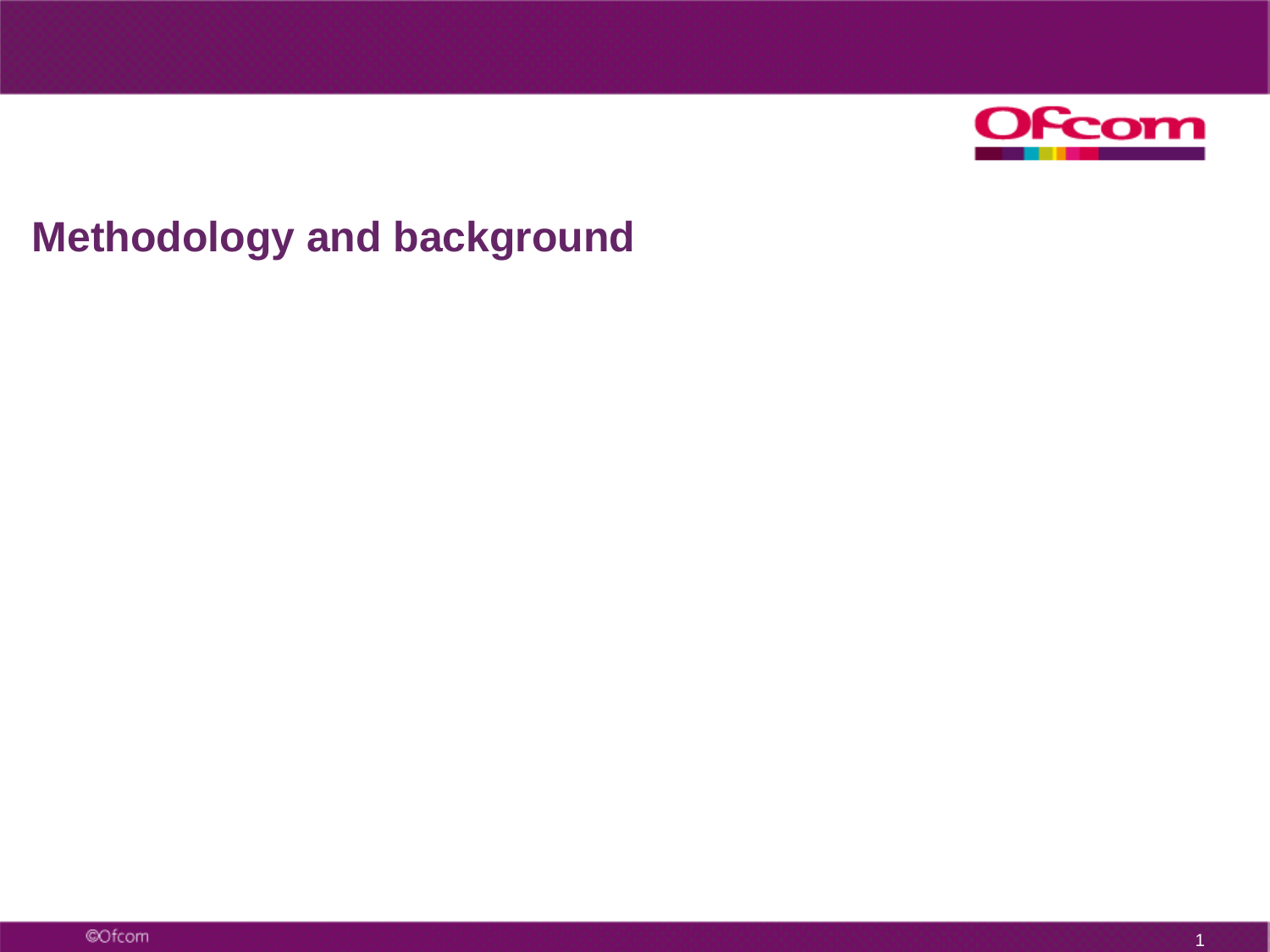# Methodology and background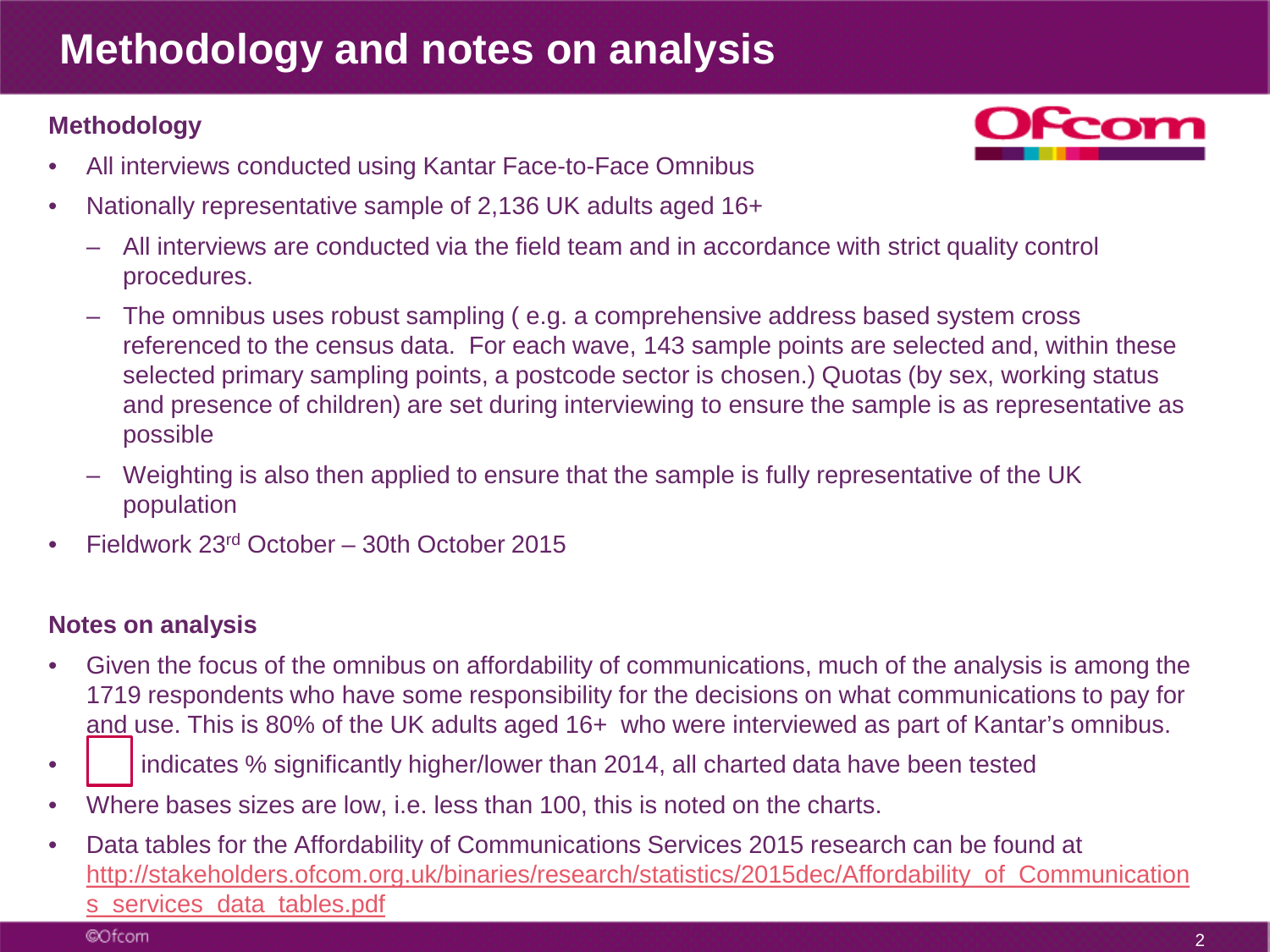# Methodology and notes on analysis

**Methodology**

- All interviews conducted using Kantar Face-to-Face Omnibus
- Nationally representative sample of 2,136 UK adults aged 16+
  - All interviews are conducted via the field team and in accordance with strict quality control procedures.
  - The omnibus uses robust sampling ( e.g. a comprehensive address based system cross referenced to the census data. For each wave, 143 sample points are selected and, within these selected primary sampling points, a postcode sector is chosen.) Quotas (by sex, working status and presence of children) are set during interviewing to ensure the sample is as representative as possible
  - Weighting is also then applied to ensure that the sample is fully representative of the UK population
- Fieldwork 23rd October – 30th October 2015

**Notes on analysis**

- Given the focus of the omnibus on affordability of communications, much of the analysis is among the 1719 respondents who have some responsibility for the decisions on what communications to pay for and use. This is 80% of the UK adults aged 16+ who were interviewed as part of Kantar's omnibus.
- ☐ indicates % significantly higher/lower than 2014, all charted data have been tested
- Where bases sizes are low, i.e. less than 100, this is noted on the charts.
- Data tables for the Affordability of Communications Services 2015 research can be found at http://stakeholders.ofcom.org.uk/binaries/research/statistics/2015dec/Affordability_of_Communications_services_data_tables.pdf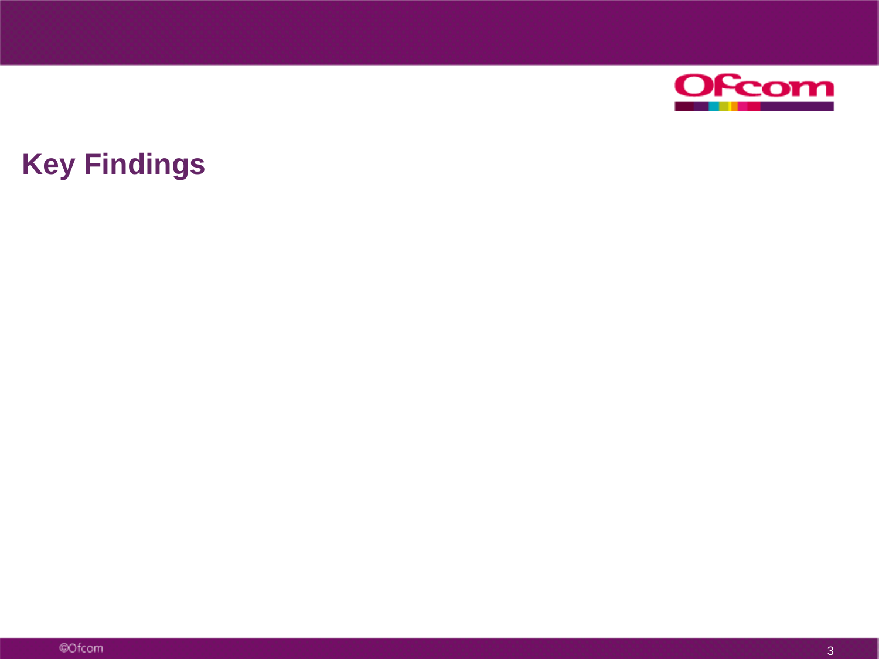# Key Findings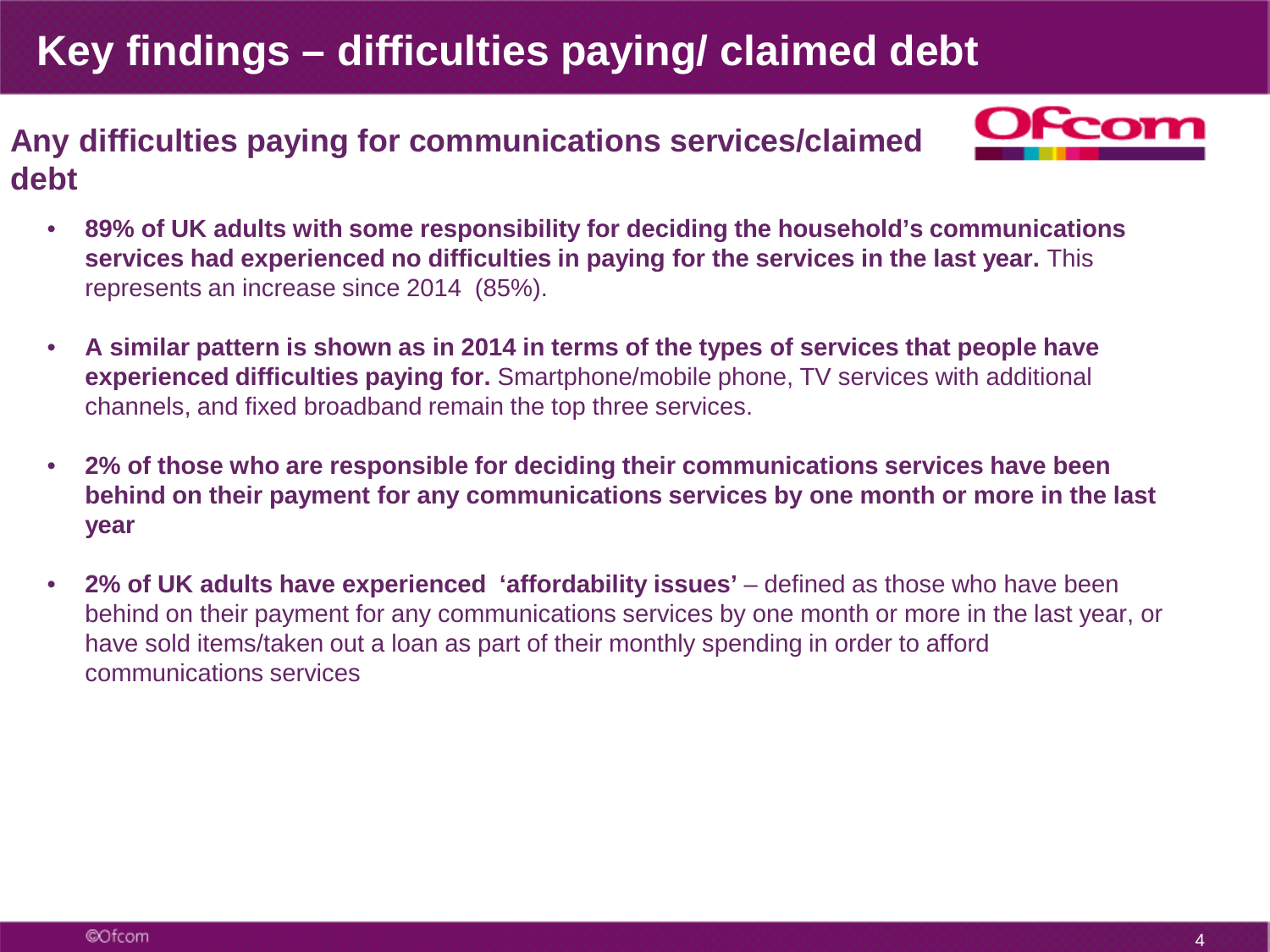# Key findings – difficulties paying/ claimed debt

## Any difficulties paying for communications services/claimed debt

- **89% of UK adults with some responsibility for deciding the household's communications services had experienced no difficulties in paying for the services in the last year.** This represents an increase since 2014 (85%).

- **A similar pattern is shown as in 2014 in terms of the types of services that people have experienced difficulties paying for.** Smartphone/mobile phone, TV services with additional channels, and fixed broadband remain the top three services.

- **2% of those who are responsible for deciding their communications services have been behind on their payment for any communications services by one month or more in the last year**

- **2% of UK adults have experienced 'affordability issues'** – defined as those who have been behind on their payment for any communications services by one month or more in the last year, or have sold items/taken out a loan as part of their monthly spending in order to afford communications services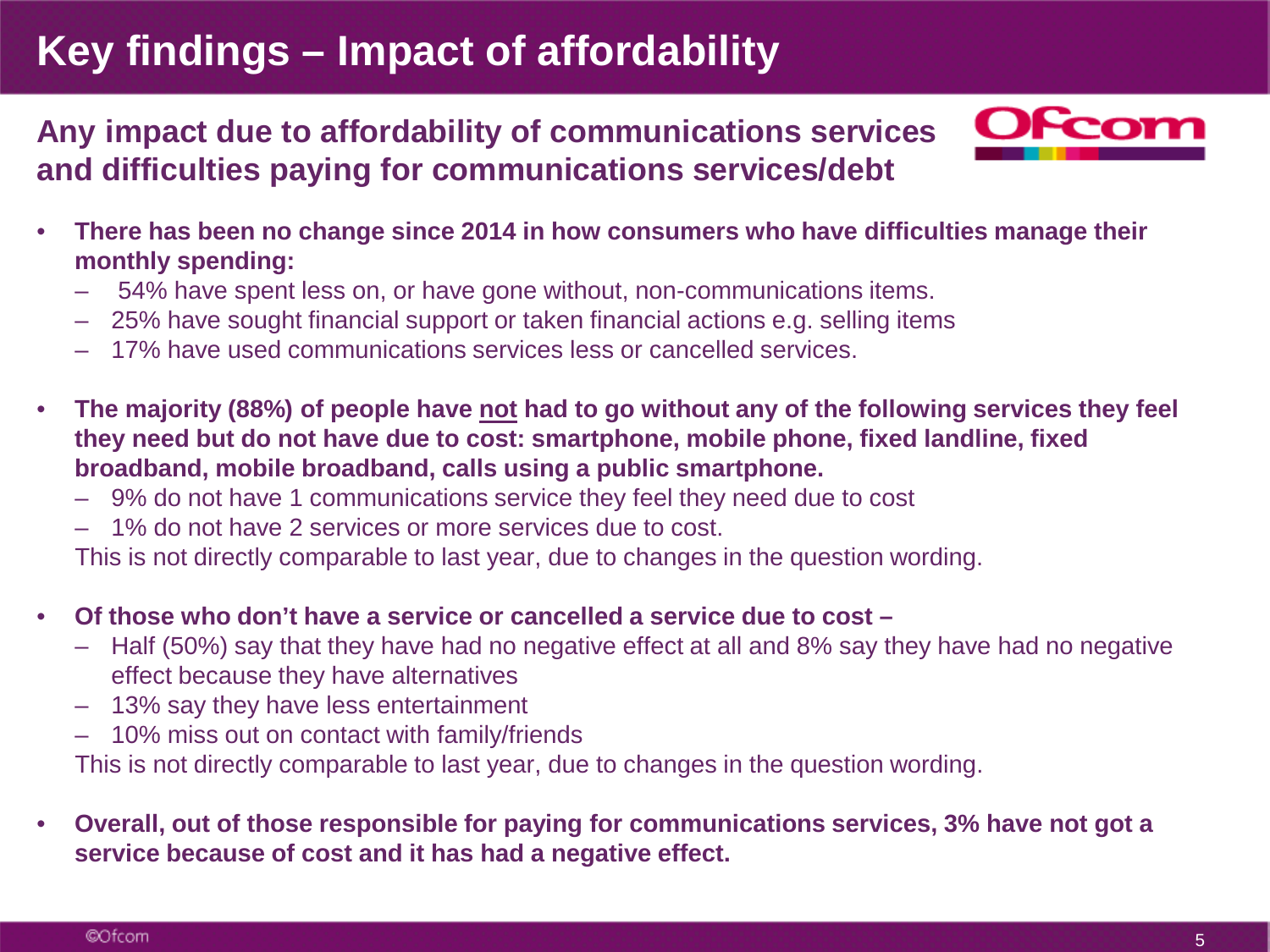# Key findings – Impact of affordability

## Any impact due to affordability of communications services and difficulties paying for communications services/debt

- **There has been no change since 2014 in how consumers who have difficulties manage their monthly spending:**
  - 54% have spent less on, or have gone without, non-communications items.
  - 25% have sought financial support or taken financial actions e.g. selling items
  - 17% have used communications services less or cancelled services.
- **The majority (88%) of people have not had to go without any of the following services they feel they need but do not have due to cost: smartphone, mobile phone, fixed landline, fixed broadband, mobile broadband, calls using a public smartphone.**
  - 9% do not have 1 communications service they feel they need due to cost
  - 1% do not have 2 services or more services due to cost.

  This is not directly comparable to last year, due to changes in the question wording.
- **Of those who don't have a service or cancelled a service due to cost –**
  - Half (50%) say that they have had no negative effect at all and 8% say they have had no negative effect because they have alternatives
  - 13% say they have less entertainment
  - 10% miss out on contact with family/friends

  This is not directly comparable to last year, due to changes in the question wording.
- **Overall, out of those responsible for paying for communications services, 3% have not got a service because of cost and it has had a negative effect.**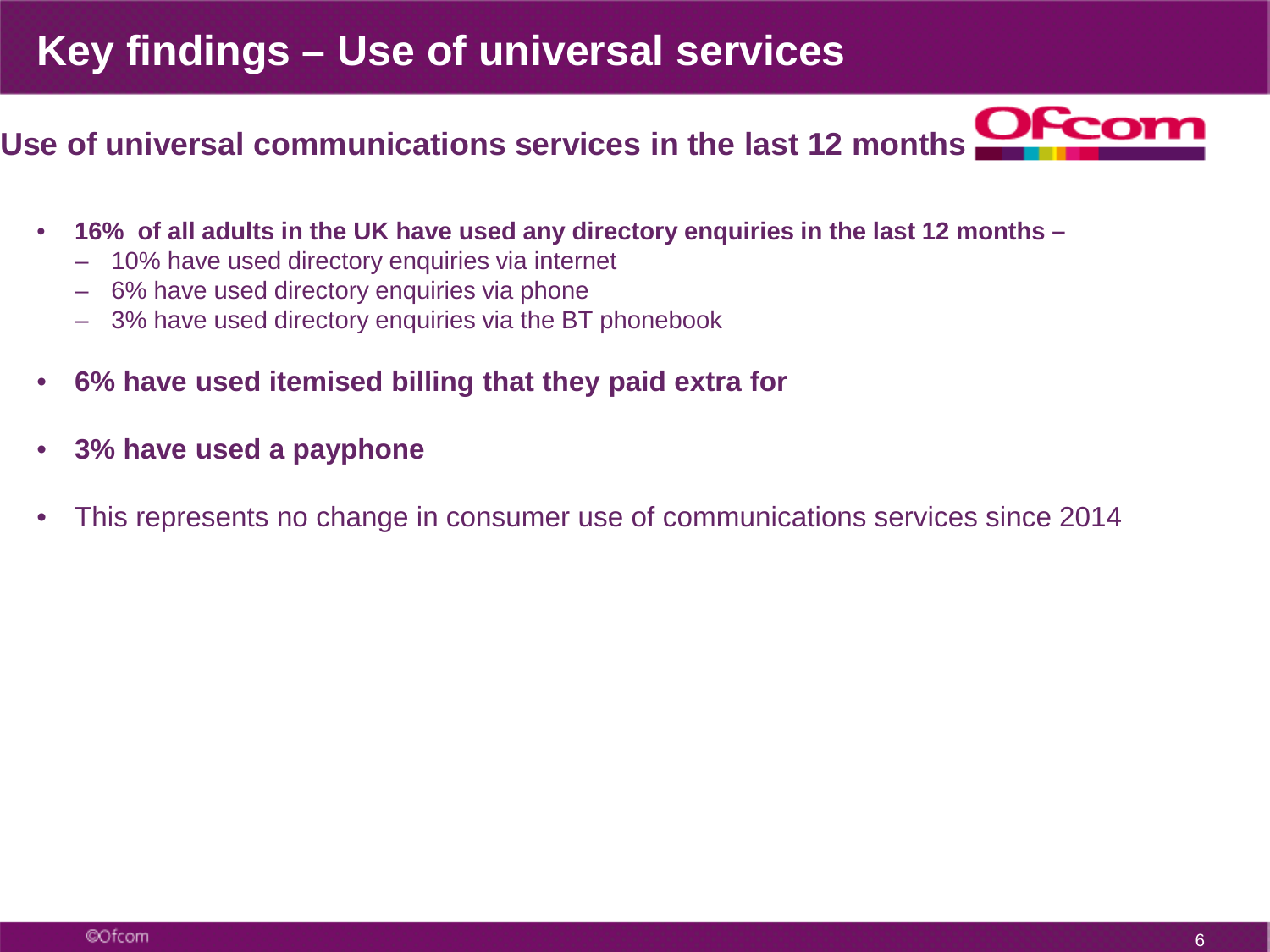# Key findings – Use of universal services

## Use of universal communications services in the last 12 months

- **16% of all adults in the UK have used any directory enquiries in the last 12 months –**
  - 10% have used directory enquiries via internet
  - 6% have used directory enquiries via phone
  - 3% have used directory enquiries via the BT phonebook
- **6% have used itemised billing that they paid extra for**
- **3% have used a payphone**
- This represents no change in consumer use of communications services since 2014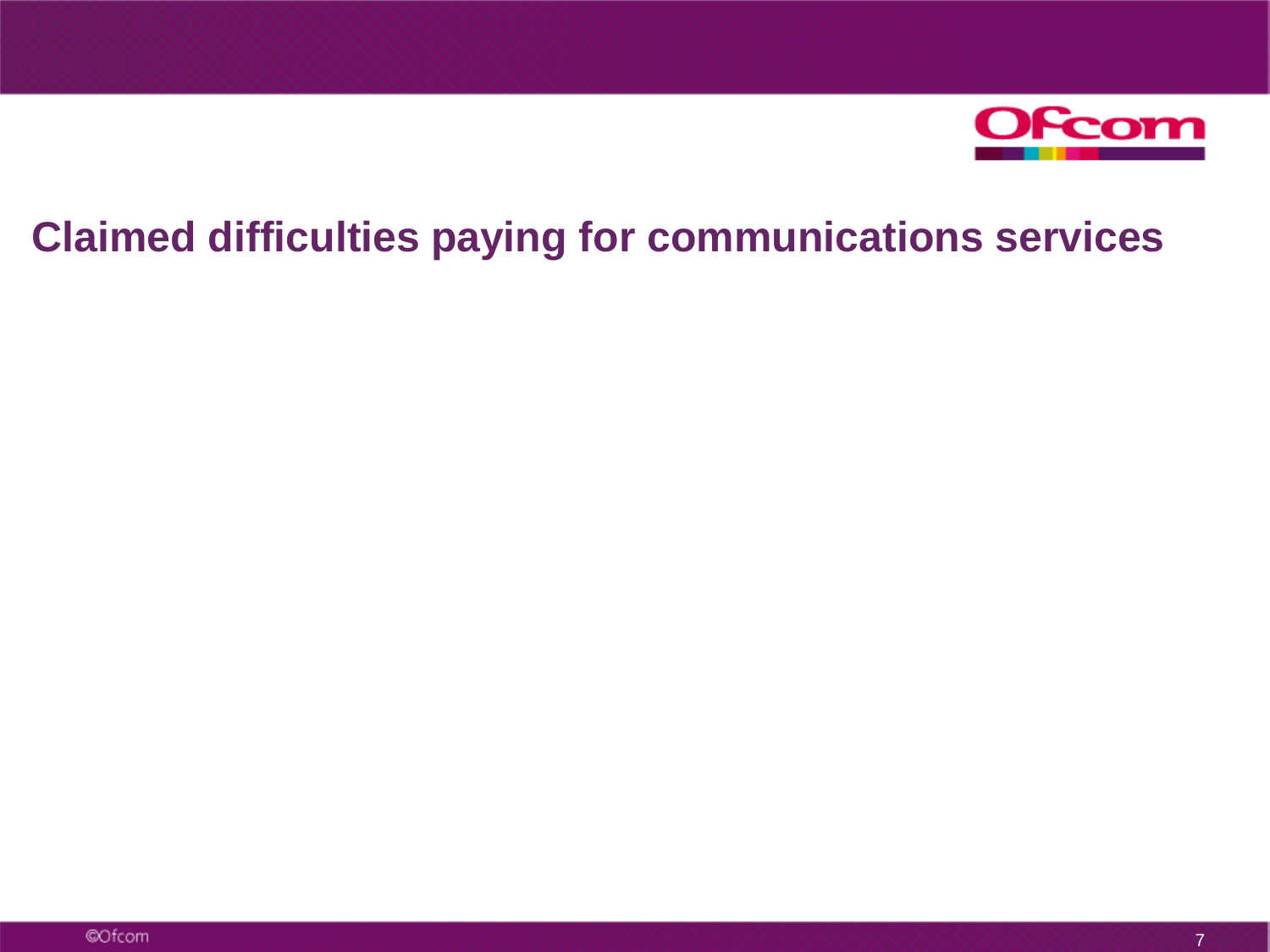# Claimed difficulties paying for communications services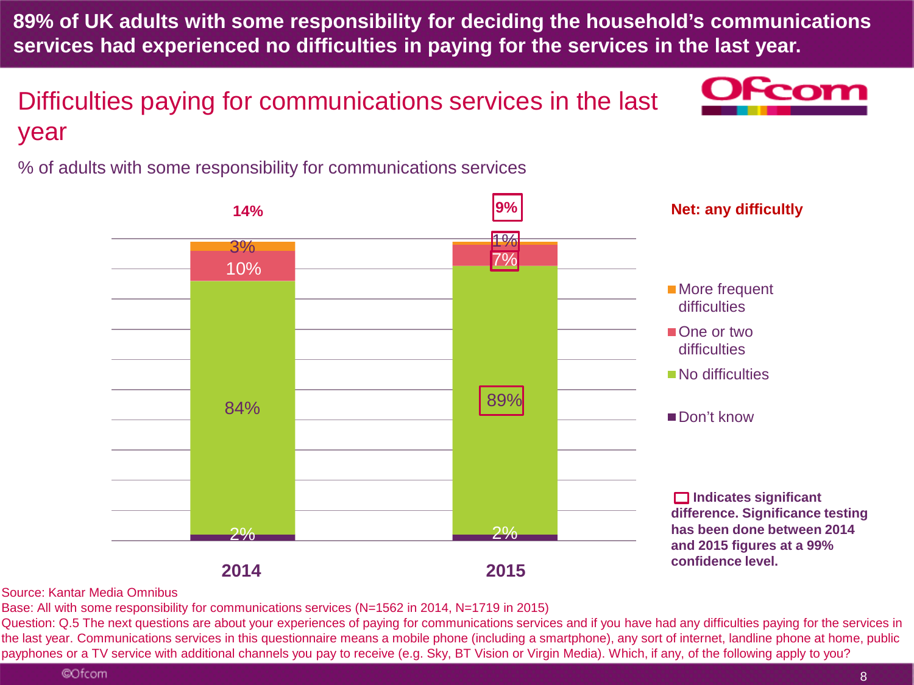# 89% of UK adults with some responsibility for deciding the household's communications services had experienced no difficulties in paying for the services in the last year.

## Difficulties paying for communications services in the last year

% of adults with some responsibility for communications services

| | 2014 | 2015 |
|---|---|---|
| Net: any difficultly | 14% | 9% |
| More frequent difficulties | 3% | 1% |
| One or two difficulties | 10% | 7% |
| No difficulties | 84% | 89% |
| Don't know | 2% | 2% |

Indicates significant difference. Significance testing has been done between 2014 and 2015 figures at a 99% confidence level. (Significant differences are indicated for the 2015 figures: 9%, 1%, 7% and 89%.)

Source: Kantar Media Omnibus

Base: All with some responsibility for communications services (N=1562 in 2014, N=1719 in 2015)

Question: Q.5 The next questions are about your experiences of paying for communications services and if you have had any difficulties paying for the services in the last year. Communications services in this questionnaire means a mobile phone (including a smartphone), any sort of internet, landline phone at home, public payphones or a TV service with additional channels you pay to receive (e.g. Sky, BT Vision or Virgin Media). Which, if any, of the following apply to you?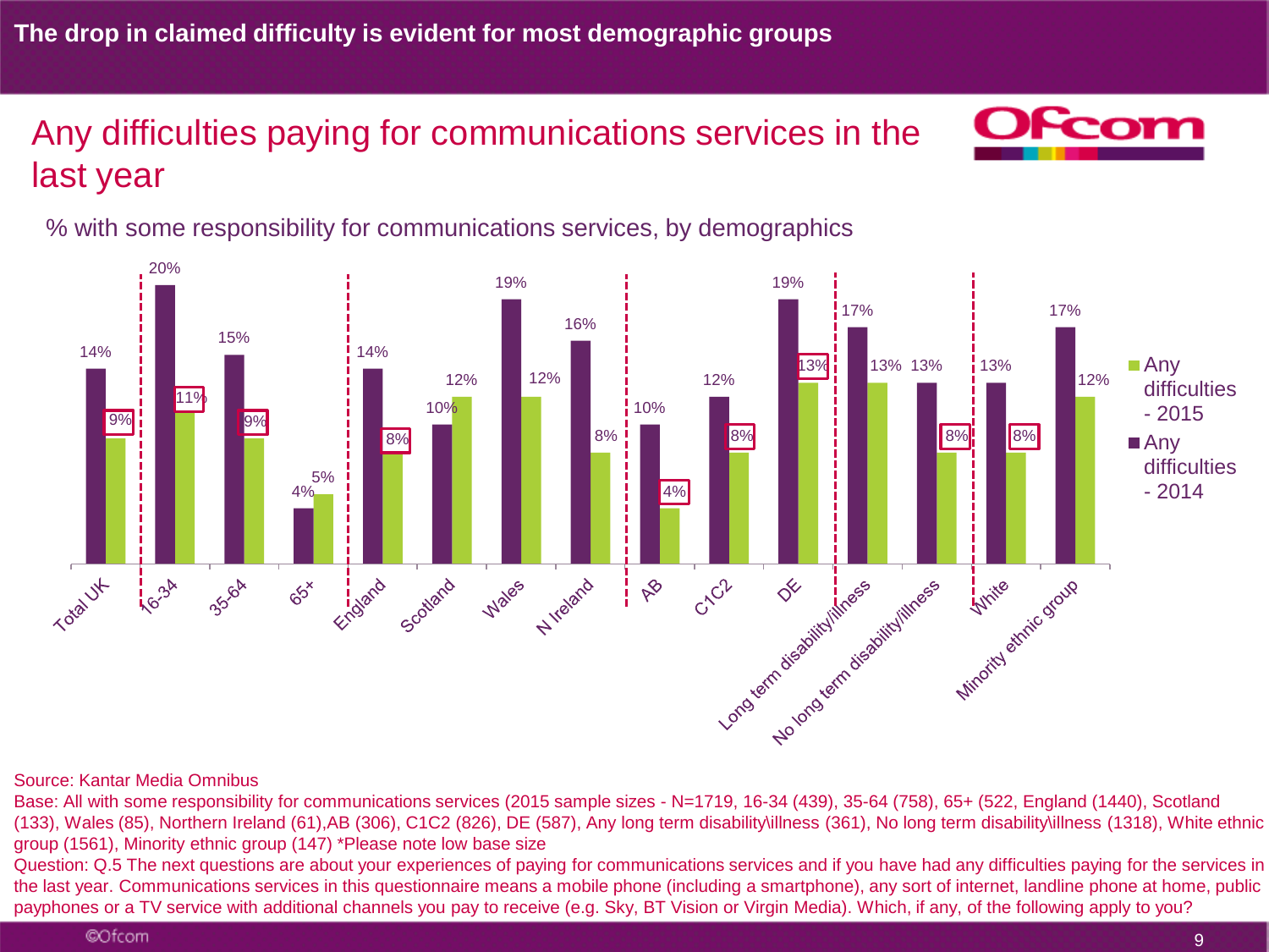# The drop in claimed difficulty is evident for most demographic groups

## Any difficulties paying for communications services in the last year

% with some responsibility for communications services, by demographics

| | Any difficulties - 2014 | Any difficulties - 2015 |
|---|---|---|
| Total UK | 14% | 9% |
| 16-34 | 20% | 11% |
| 35-64 | 15% | 9% |
| 65+ | 4% | 5% |
| England | 14% | 8% |
| Scotland | 10% | 12% |
| Wales | 19% | 12% |
| N Ireland | 16% | 8% |
| AB | 10% | 4% |
| C1C2 | 12% | 8% |
| DE | 19% | 13% |
| Long term disability/illness | 17% | 13% |
| No long term disability/illness | 13% | 8% |
| White | 13% | 8% |
| Minority ethnic group | 17% | 12% |

Source: Kantar Media Omnibus

Base: All with some responsibility for communications services (2015 sample sizes - N=1719, 16-34 (439), 35-64 (758), 65+ (522, England (1440), Scotland (133), Wales (85), Northern Ireland (61),AB (306), C1C2 (826), DE (587), Any long term disability\illness (361), No long term disability\illness (1318), White ethnic group (1561), Minority ethnic group (147) *Please note low base size

Question: Q.5 The next questions are about your experiences of paying for communications services and if you have had any difficulties paying for the services in the last year. Communications services in this questionnaire means a mobile phone (including a smartphone), any sort of internet, landline phone at home, public payphones or a TV service with additional channels you pay to receive (e.g. Sky, BT Vision or Virgin Media). Which, if any, of the following apply to you?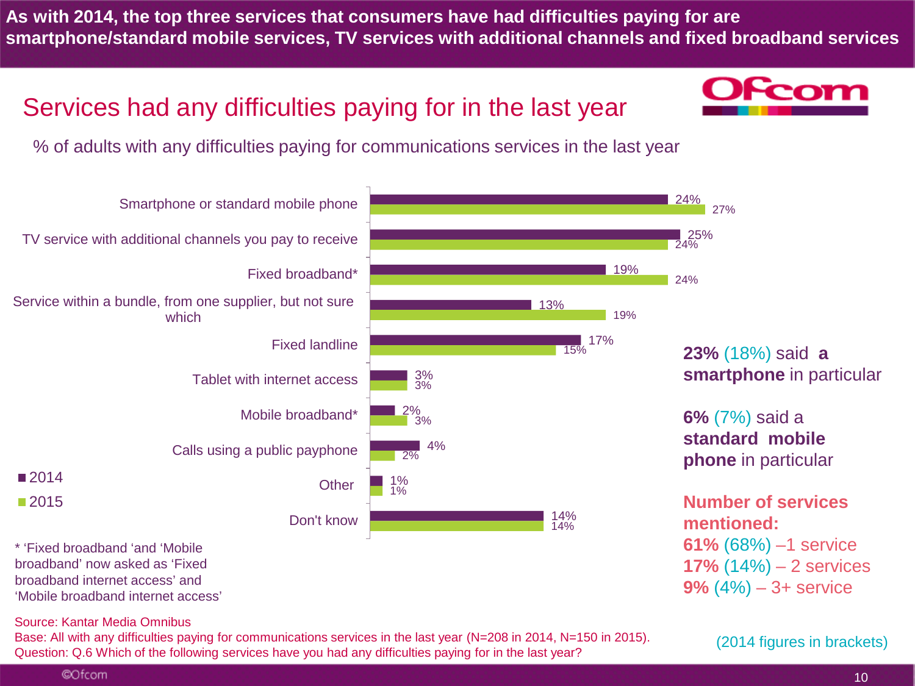**As with 2014, the top three services that consumers have had difficulties paying for are smartphone/standard mobile services, TV services with additional channels and fixed broadband services**

## Services had any difficulties paying for in the last year

% of adults with any difficulties paying for communications services in the last year

| Service | 2014 | 2015 |
|---|---|---|
| Smartphone or standard mobile phone | 24% | 27% |
| TV service with additional channels you pay to receive | 25% | 24% |
| Fixed broadband* | 19% | 24% |
| Service within a bundle, from one supplier, but not sure which | 13% | 19% |
| Fixed landline | 17% | 15% |
| Tablet with internet access | 3% | 3% |
| Mobile broadband* | 2% | 3% |
| Calls using a public payphone | 4% | 2% |
| Other | 1% | 1% |
| Don't know | 14% | 14% |

**23%** (18%) said **a smartphone** in particular

**6%** (7%) said a **standard mobile phone** in particular

**Number of services mentioned:**
**61%** (68%) –1 service
**17%** (14%) – 2 services
**9%** (4%) – 3+ service

(2014 figures in brackets)

* 'Fixed broadband 'and 'Mobile broadband' now asked as 'Fixed broadband internet access' and 'Mobile broadband internet access'

Source: Kantar Media Omnibus
Base: All with any difficulties paying for communications services in the last year (N=208 in 2014, N=150 in 2015).
Question: Q.6 Which of the following services have you had any difficulties paying for in the last year?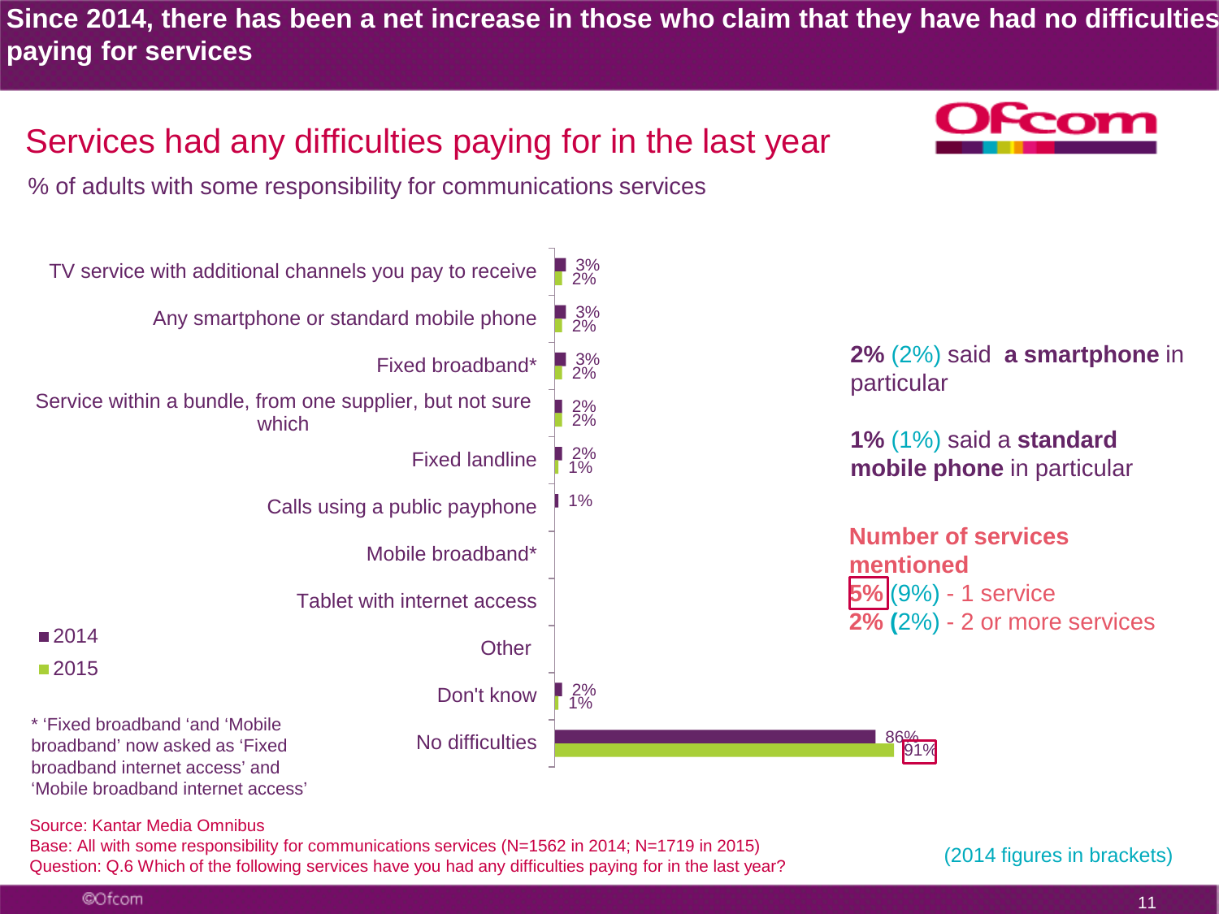# Since 2014, there has been a net increase in those who claim that they have had no difficulties paying for services

## Services had any difficulties paying for in the last year

% of adults with some responsibility for communications services

| Service | 2014 | 2015 |
|---|---|---|
| TV service with additional channels you pay to receive | 3% | 2% |
| Any smartphone or standard mobile phone | 3% | 2% |
| Fixed broadband* | 3% | 2% |
| Service within a bundle, from one supplier, but not sure which | 2% | 2% |
| Fixed landline | 2% | 1% |
| Calls using a public payphone | 1% | |
| Mobile broadband* | | |
| Tablet with internet access | | |
| Other | | |
| Don't know | 2% | 1% |
| No difficulties | 86% | 91% |

**2%** (2%) said **a smartphone** in particular

**1%** (1%) said a **standard mobile phone** in particular

**Number of services mentioned**

**5%** (9%) - 1 service

**2%** (2%) - 2 or more services

\* 'Fixed broadband 'and 'Mobile broadband' now asked as 'Fixed broadband internet access' and 'Mobile broadband internet access'

Source: Kantar Media Omnibus

Base: All with some responsibility for communications services (N=1562 in 2014; N=1719 in 2015)

Question: Q.6 Which of the following services have you had any difficulties paying for in the last year?

(2014 figures in brackets)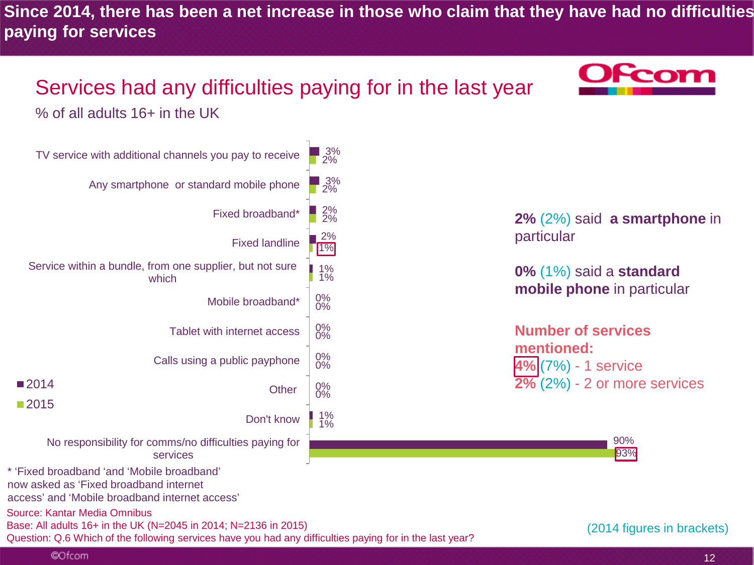# Since 2014, there has been a net increase in those who claim that they have had no difficulties paying for services

## Services had any difficulties paying for in the last year

% of all adults 16+ in the UK

| Service | 2014 | 2015 |
|---|---|---|
| TV service with additional channels you pay to receive | 3% | 2% |
| Any smartphone or standard mobile phone | 3% | 2% |
| Fixed broadband* | 2% | 2% |
| Fixed landline | 2% | 1% |
| Service within a bundle, from one supplier, but not sure which | 1% | 1% |
| Mobile broadband* | 0% | 0% |
| Tablet with internet access | 0% | 0% |
| Calls using a public payphone | 0% | 0% |
| Other | 0% | 0% |
| Don't know | 1% | 1% |
| No responsibility for comms/no difficulties paying for services | 90% | 93% |

**2%** (2%) said **a smartphone** in particular

**0%** (1%) said a **standard mobile phone** in particular

**Number of services mentioned:**
**4%** (7%) - 1 service
**2%** (2%) - 2 or more services

(2014 figures in brackets)

* 'Fixed broadband 'and 'Mobile broadband' now asked as 'Fixed broadband internet access' and 'Mobile broadband internet access'

Source: Kantar Media Omnibus
Base: All adults 16+ in the UK (N=2045 in 2014; N=2136 in 2015)
Question: Q.6 Which of the following services have you had any difficulties paying for in the last year?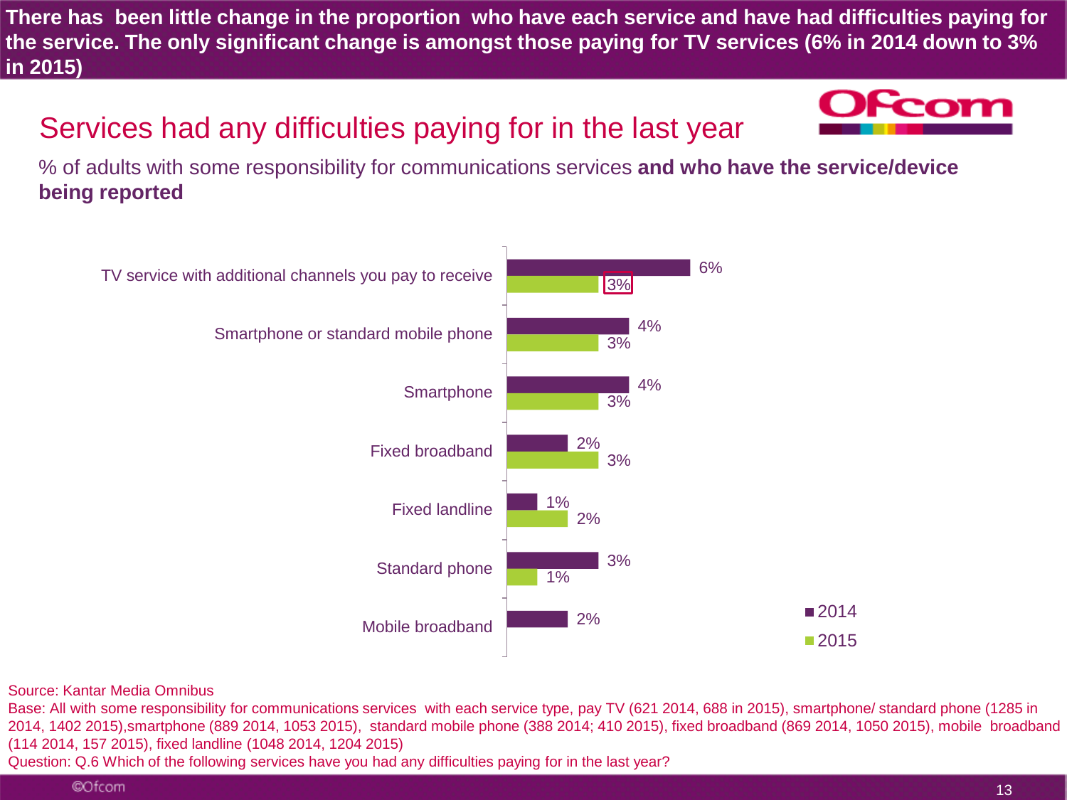**There has been little change in the proportion who have each service and have had difficulties paying for the service. The only significant change is amongst those paying for TV services (6% in 2014 down to 3% in 2015)**

## Services had any difficulties paying for in the last year

% of adults with some responsibility for communications services **and who have the service/device being reported**

| Service | 2014 | 2015 |
| --- | --- | --- |
| TV service with additional channels you pay to receive | 6% | 3% |
| Smartphone or standard mobile phone | 4% | 3% |
| Smartphone | 4% | 3% |
| Fixed broadband | 2% | 3% |
| Fixed landline | 1% | 2% |
| Standard phone | 3% | 1% |
| Mobile broadband | 2% | |

Source: Kantar Media Omnibus

Base: All with some responsibility for communications services with each service type, pay TV (621 2014, 688 in 2015), smartphone/ standard phone (1285 in 2014, 1402 2015),smartphone (889 2014, 1053 2015), standard mobile phone (388 2014; 410 2015), fixed broadband (869 2014, 1050 2015), mobile broadband (114 2014, 157 2015), fixed landline (1048 2014, 1204 2015)

Question: Q.6 Which of the following services have you had any difficulties paying for in the last year?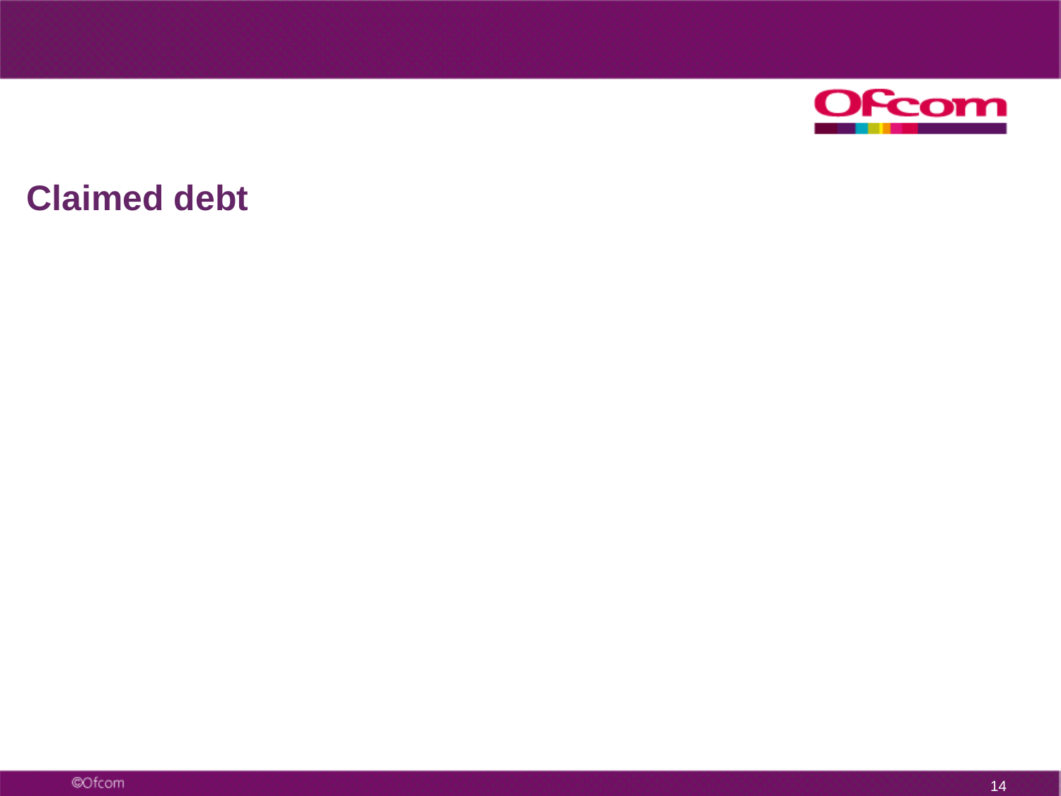## Claimed debt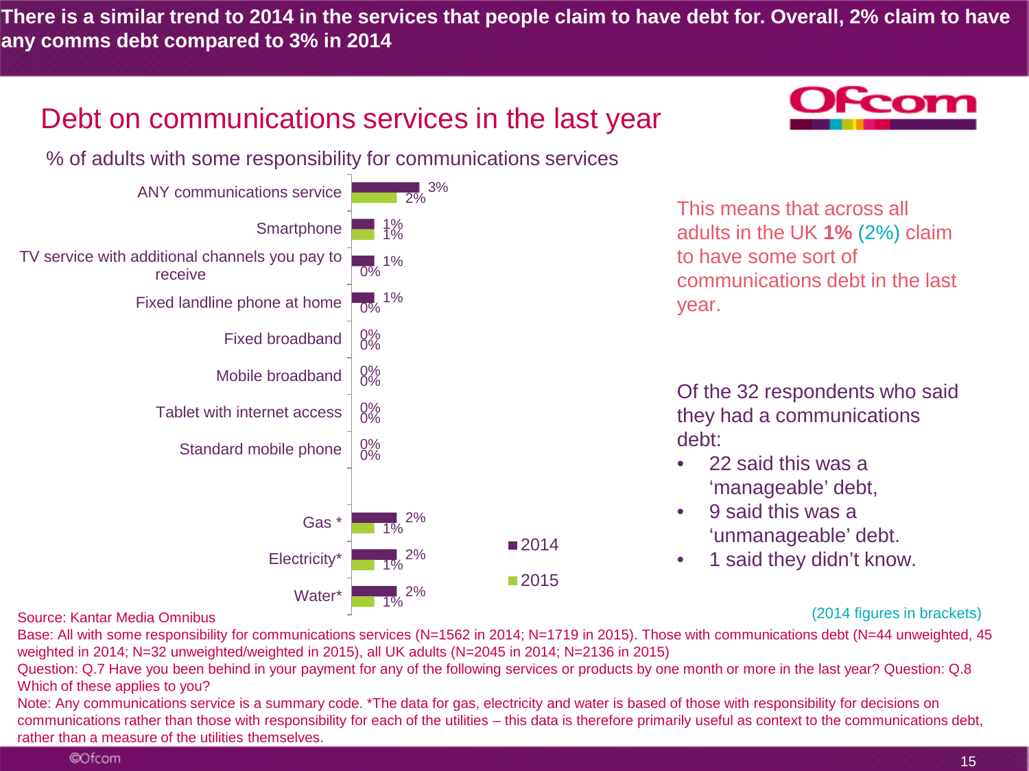# There is a similar trend to 2014 in the services that people claim to have debt for. Overall, 2% claim to have any comms debt compared to 3% in 2014

## Debt on communications services in the last year

% of adults with some responsibility for communications services

| Service | 2014 | 2015 |
|---|---|---|
| ANY communications service | 3% | 2% |
| Smartphone | 1% | 1% |
| TV service with additional channels you pay to receive | 1% | 0% |
| Fixed landline phone at home | 1% | 0% |
| Fixed broadband | 0% | 0% |
| Mobile broadband | 0% | 0% |
| Tablet with internet access | 0% | 0% |
| Standard mobile phone | 0% | 0% |
| Gas * | 2% | 1% |
| Electricity* | 2% | 1% |
| Water* | 2% | 1% |

This means that across all adults in the UK **1%** (2%) claim to have some sort of communications debt in the last year.

Of the 32 respondents who said they had a communications debt:

- 22 said this was a 'manageable' debt,
- 9 said this was a 'unmanageable' debt.
- 1 said they didn't know.

(2014 figures in brackets)

Source: Kantar Media Omnibus

Base: All with some responsibility for communications services (N=1562 in 2014; N=1719 in 2015). Those with communications debt (N=44 unweighted, 45 weighted in 2014; N=32 unweighted/weighted in 2015), all UK adults (N=2045 in 2014; N=2136 in 2015)

Question: Q.7 Have you been behind in your payment for any of the following services or products by one month or more in the last year? Question: Q.8 Which of these applies to you?

Note: Any communications service is a summary code. *The data for gas, electricity and water is based of those with responsibility for decisions on communications rather than those with responsibility for each of the utilities – this data is therefore primarily useful as context to the communications debt, rather than a measure of the utilities themselves.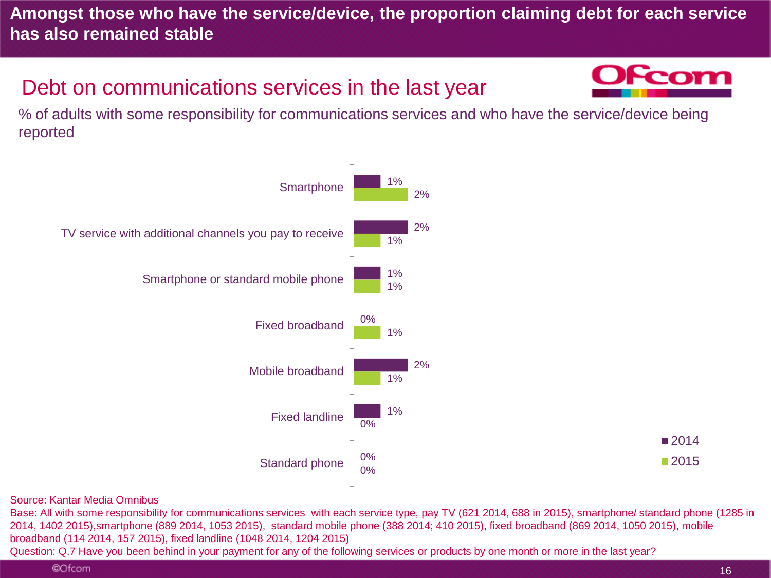# Amongst those who have the service/device, the proportion claiming debt for each service has also remained stable

## Debt on communications services in the last year

% of adults with some responsibility for communications services and who have the service/device being reported

| | 2014 | 2015 |
|---|---|---|
| Smartphone | 1% | 2% |
| TV service with additional channels you pay to receive | 2% | 1% |
| Smartphone or standard mobile phone | 1% | 1% |
| Fixed broadband | 0% | 1% |
| Mobile broadband | 2% | 1% |
| Fixed landline | 1% | 0% |
| Standard phone | 0% | 0% |

Source: Kantar Media Omnibus

Base: All with some responsibility for communications services with each service type, pay TV (621 2014, 688 in 2015), smartphone/ standard phone (1285 in 2014, 1402 2015),smartphone (889 2014, 1053 2015), standard mobile phone (388 2014; 410 2015), fixed broadband (869 2014, 1050 2015), mobile broadband (114 2014, 157 2015), fixed landline (1048 2014, 1204 2015)

Question: Q.7 Have you been behind in your payment for any of the following services or products by one month or more in the last year?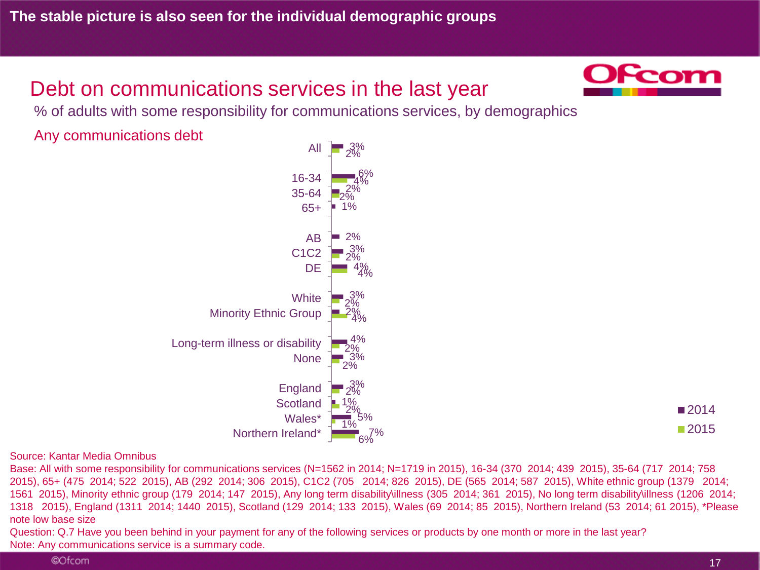# The stable picture is also seen for the individual demographic groups

## Debt on communications services in the last year

% of adults with some responsibility for communications services, by demographics

### Any communications debt

| | 2014 | 2015 |
|---|---|---|
| All | 3% | 2% |
| 16-34 | 6% | 4% |
| 35-64 | 2% | 2% |
| 65+ | 1% | |
| AB | 2% | |
| C1C2 | 3% | 2% |
| DE | 4% | 4% |
| White | 3% | 2% |
| Minority Ethnic Group | 2% | 4% |
| Long-term illness or disability | 4% | 2% |
| None | 3% | 2% |
| England | 3% | 2% |
| Scotland | 1% | 2% |
| Wales* | 5% | 1% |
| Northern Ireland* | 7% | 6% |

Source: Kantar Media Omnibus

Base: All with some responsibility for communications services (N=1562 in 2014; N=1719 in 2015), 16-34 (370 2014; 439 2015), 35-64 (717 2014; 758 2015), 65+ (475 2014; 522 2015), AB (292 2014; 306 2015), C1C2 (705 2014; 826 2015), DE (565 2014; 587 2015), White ethnic group (1379 2014; 1561 2015), Minority ethnic group (179 2014; 147 2015), Any long term disability\illness (305 2014; 361 2015), No long term disability\illness (1206 2014; 1318 2015), England (1311 2014; 1440 2015), Scotland (129 2014; 133 2015), Wales (69 2014; 85 2015), Northern Ireland (53 2014; 61 2015), *Please note low base size

Question: Q.7 Have you been behind in your payment for any of the following services or products by one month or more in the last year?

Note: Any communications service is a summary code.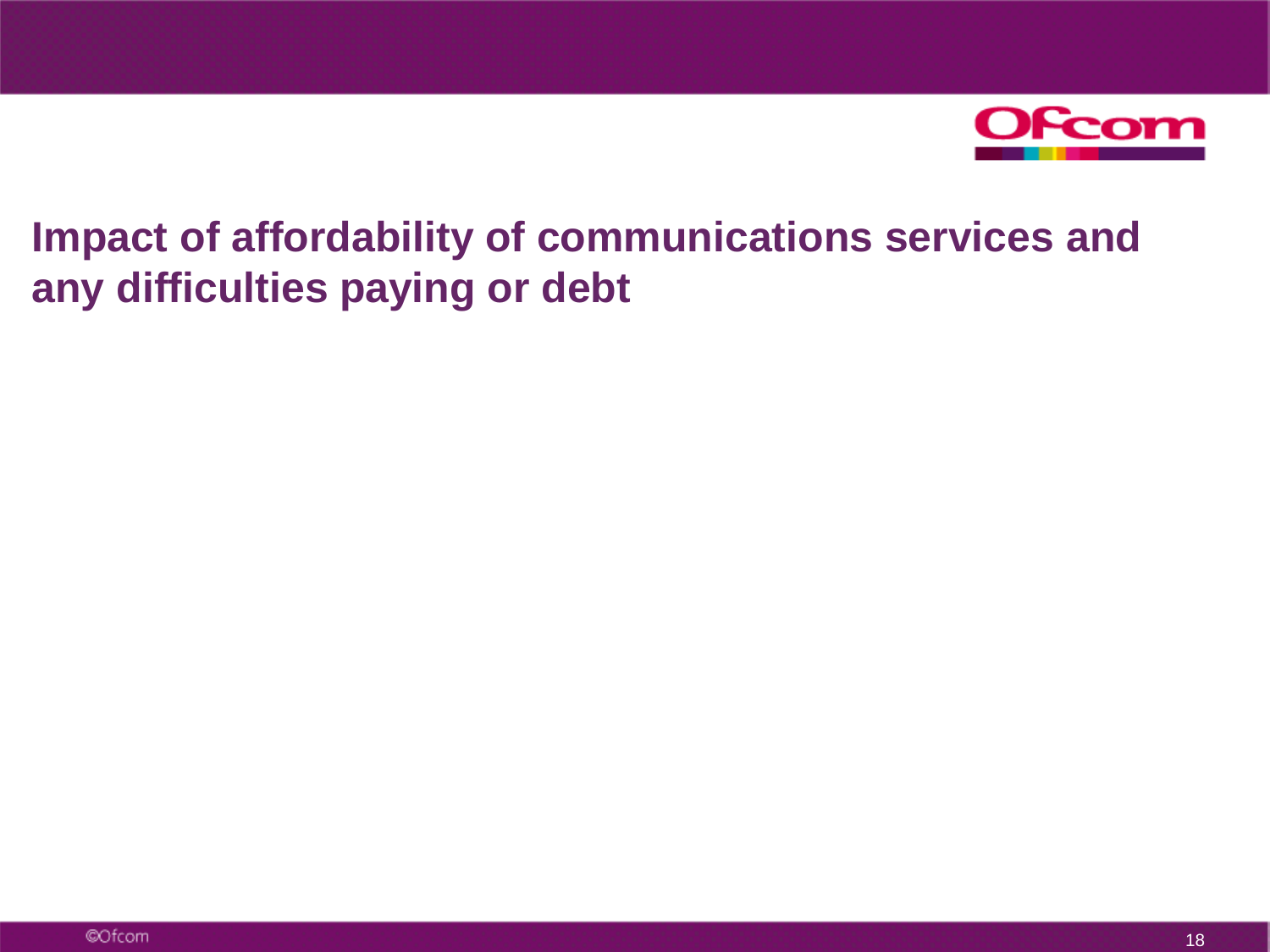# Impact of affordability of communications services and any difficulties paying or debt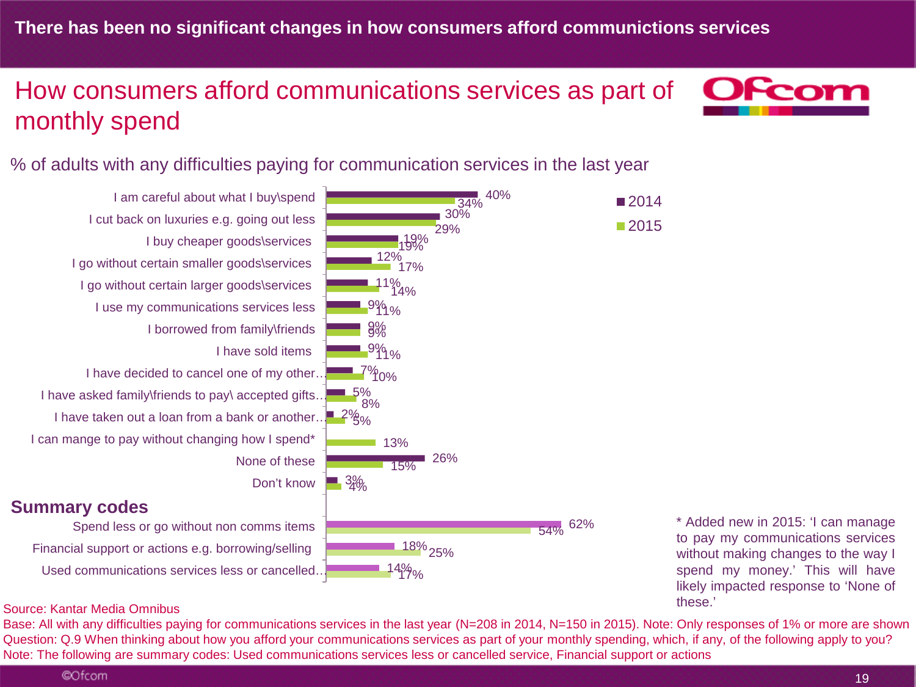# There has been no significant changes in how consumers afford communictions services

## How consumers afford communications services as part of monthly spend

% of adults with any difficulties paying for communication services in the last year

| | 2014 | 2015 |
|---|---|---|
| I am careful about what I buy\spend | 40% | 34% |
| I cut back on luxuries e.g. going out less | 30% | 29% |
| I buy cheaper goods\services | 19% | 19% |
| I go without certain smaller goods\services | 12% | 17% |
| I go without certain larger goods\services | 11% | 14% |
| I use my communications services less | 9% | 11% |
| I borrowed from family\friends | 9% | 9% |
| I have sold items | 9% | 11% |
| I have decided to cancel one of my other… | 7% | 10% |
| I have asked family\friends to pay\ accepted gifts… | 5% | 8% |
| I have taken out a loan from a bank or another… | 2% | 5% |
| I can mange to pay without changing how I spend* | | 13% |
| None of these | 26% | 15% |
| Don't know | 3% | 4% |
| **Summary codes** | | |
| Spend less or go without non comms items | 62% | 54% |
| Financial support or actions e.g. borrowing/selling | 18% | 25% |
| Used communications services less or cancelled… | 14% | 17% |

* Added new in 2015: 'I can manage to pay my communications services without making changes to the way I spend my money.' This will have likely impacted response to 'None of these.'

Source: Kantar Media Omnibus

Base: All with any difficulties paying for communications services in the last year (N=208 in 2014, N=150 in 2015). Note: Only responses of 1% or more are shown

Question: Q.9 When thinking about how you afford your communications services as part of your monthly spending, which, if any, of the following apply to you?

Note: The following are summary codes: Used communications services less or cancelled service, Financial support or actions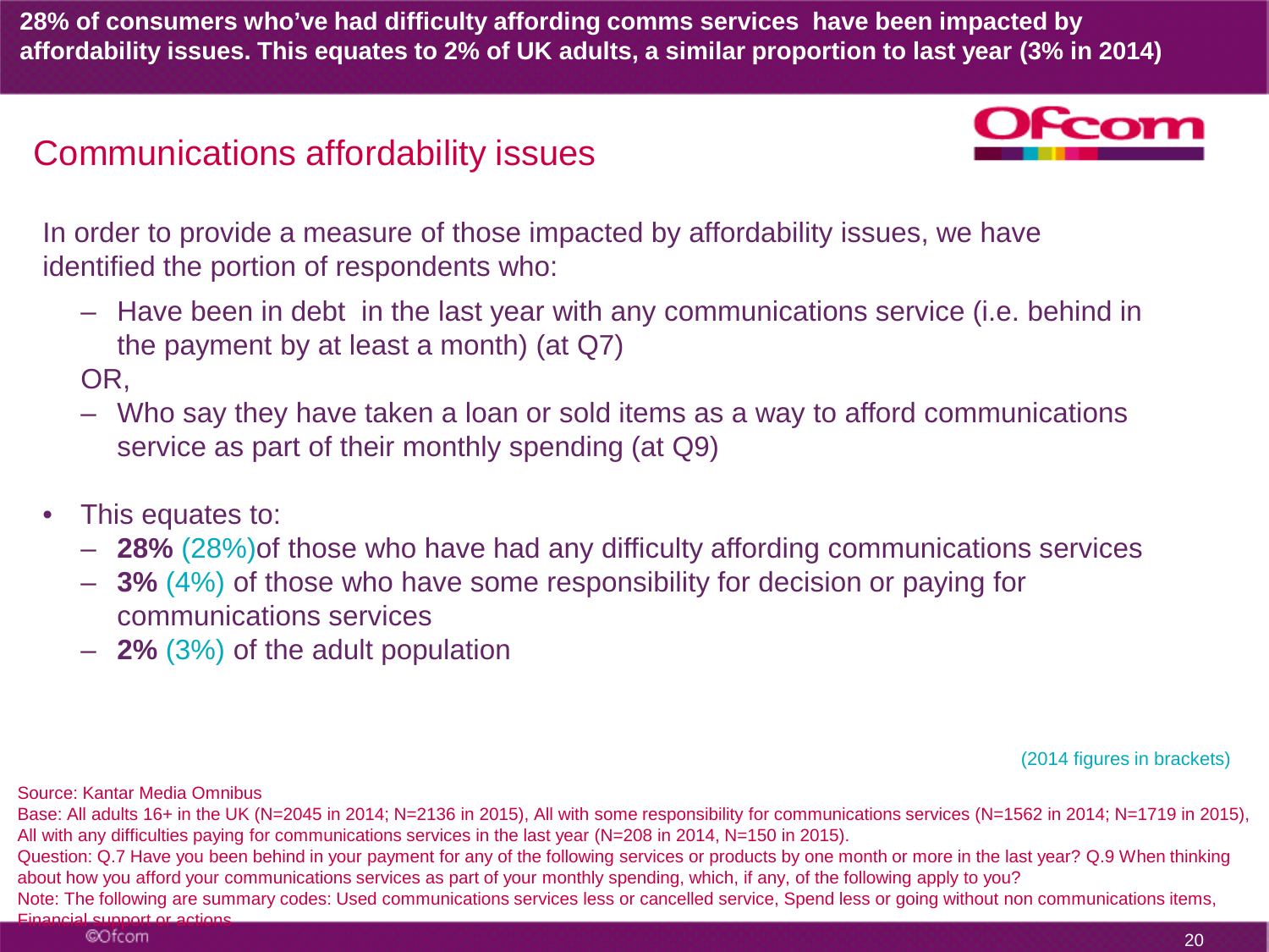**28% of consumers who've had difficulty affording comms services have been impacted by affordability issues. This equates to 2% of UK adults, a similar proportion to last year (3% in 2014)**

## Communications affordability issues

In order to provide a measure of those impacted by affordability issues, we have identified the portion of respondents who:

- Have been in debt in the last year with any communications service (i.e. behind in the payment by at least a month) (at Q7)

OR,

- Who say they have taken a loan or sold items as a way to afford communications service as part of their monthly spending (at Q9)

- This equates to:
  - **28%** (28%)of those who have had any difficulty affording communications services
  - **3%** (4%) of those who have some responsibility for decision or paying for communications services
  - **2%** (3%) of the adult population

(2014 figures in brackets)

Source: Kantar Media Omnibus

Base: All adults 16+ in the UK (N=2045 in 2014; N=2136 in 2015), All with some responsibility for communications services (N=1562 in 2014; N=1719 in 2015), All with any difficulties paying for communications services in the last year (N=208 in 2014, N=150 in 2015).

Question: Q.7 Have you been behind in your payment for any of the following services or products by one month or more in the last year? Q.9 When thinking about how you afford your communications services as part of your monthly spending, which, if any, of the following apply to you?

Note: The following are summary codes: Used communications services less or cancelled service, Spend less or going without non communications items, Financial support or actions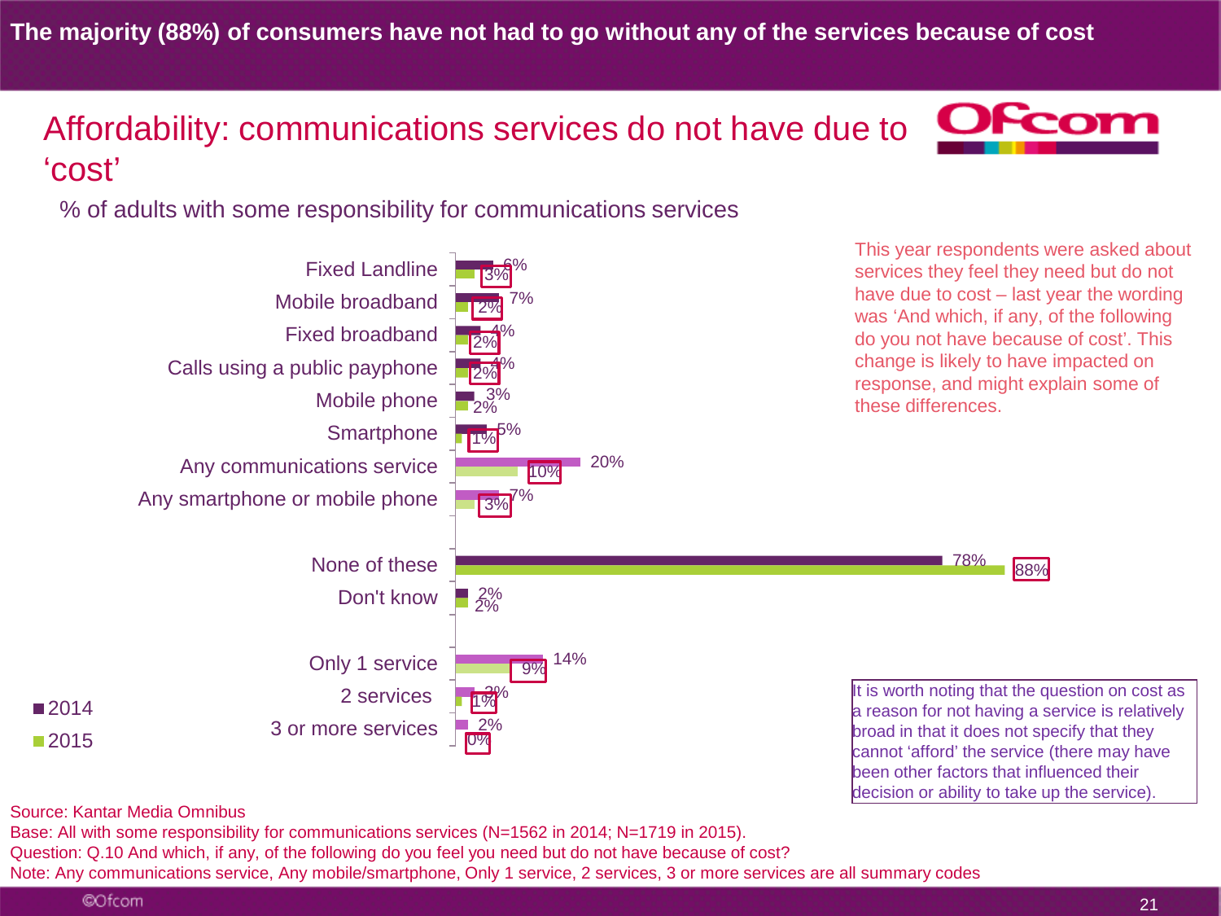**The majority (88%) of consumers have not had to go without any of the services because of cost**

# Affordability: communications services do not have due to 'cost'

% of adults with some responsibility for communications services

| | 2014 | 2015 |
|---|---|---|
| Fixed Landline | 6% | 3% |
| Mobile broadband | 7% | 2% |
| Fixed broadband | 4% | 2% |
| Calls using a public payphone | 4% | 2% |
| Mobile phone | 3% | 2% |
| Smartphone | 5% | 1% |
| Any communications service | 20% | 10% |
| Any smartphone or mobile phone | 7% | 3% |
| None of these | 78% | 88% |
| Don't know | 2% | 2% |
| Only 1 service | 14% | 9% |
| 2 services | 3% | 1% |
| 3 or more services | 2% | 0% |

This year respondents were asked about services they feel they need but do not have due to cost – last year the wording was 'And which, if any, of the following do you not have because of cost'. This change is likely to have impacted on response, and might explain some of these differences.

It is worth noting that the question on cost as a reason for not having a service is relatively broad in that it does not specify that they cannot 'afford' the service (there may have been other factors that influenced their decision or ability to take up the service).

Source: Kantar Media Omnibus
Base: All with some responsibility for communications services (N=1562 in 2014; N=1719 in 2015).
Question: Q.10 And which, if any, of the following do you feel you need but do not have because of cost?
Note: Any communications service, Any mobile/smartphone, Only 1 service, 2 services, 3 or more services are all summary codes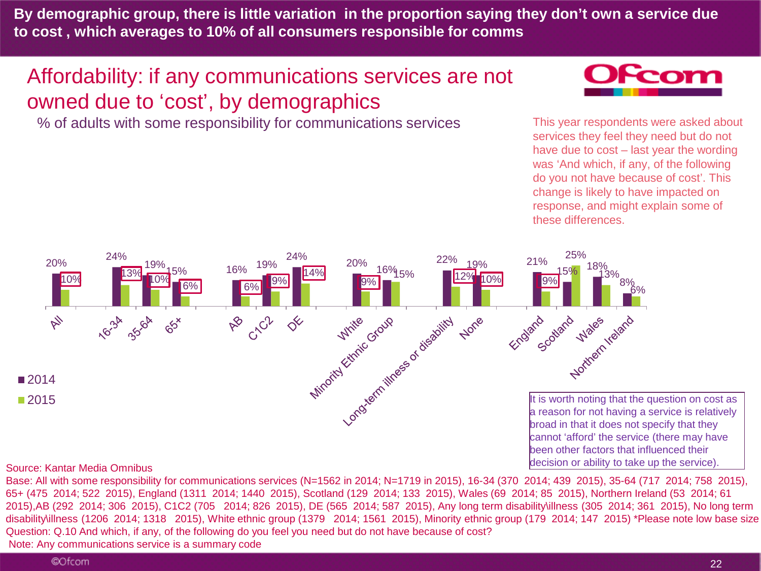**By demographic group, there is little variation in the proportion saying they don't own a service due to cost , which averages to 10% of all consumers responsible for comms**

# Affordability: if any communications services are not owned due to 'cost', by demographics

% of adults with some responsibility for communications services

This year respondents were asked about services they feel they need but do not have due to cost – last year the wording was 'And which, if any, of the following do you not have because of cost'. This change is likely to have impacted on response, and might explain some of these differences.

| | 2014 | 2015 |
|---|---|---|
| All | 20% | 10% |
| 16-34 | 24% | 13% |
| 35-64 | 19% | 10% |
| 65+ | 15% | 6% |
| AB | 16% | 6% |
| C1C2 | 19% | 9% |
| DE | 24% | 14% |
| White | 20% | 9% |
| Minority Ethnic Group | 16% | 15% |
| Long-term illness or disability | 22% | 12% |
| None | 19% | 10% |
| England | 21% | 9% |
| Scotland | 15% | 25% |
| Wales | 18% | 13% |
| Northern Ireland | 8% | 6% |

It is worth noting that the question on cost as a reason for not having a service is relatively broad in that it does not specify that they cannot 'afford' the service (there may have been other factors that influenced their decision or ability to take up the service).

Source: Kantar Media Omnibus

Base: All with some responsibility for communications services (N=1562 in 2014; N=1719 in 2015), 16-34 (370 2014; 439 2015), 35-64 (717 2014; 758 2015), 65+ (475 2014; 522 2015), England (1311 2014; 1440 2015), Scotland (129 2014; 133 2015), Wales (69 2014; 85 2015), Northern Ireland (53 2014; 61 2015),AB (292 2014; 306 2015), C1C2 (705 2014; 826 2015), DE (565 2014; 587 2015), Any long term disability\illness (305 2014; 361 2015), No long term disability\illness (1206 2014; 1318 2015), White ethnic group (1379 2014; 1561 2015), Minority ethnic group (179 2014; 147 2015) *Please note low base size

Question: Q.10 And which, if any, of the following do you feel you need but do not have because of cost?

Note: Any communications service is a summary code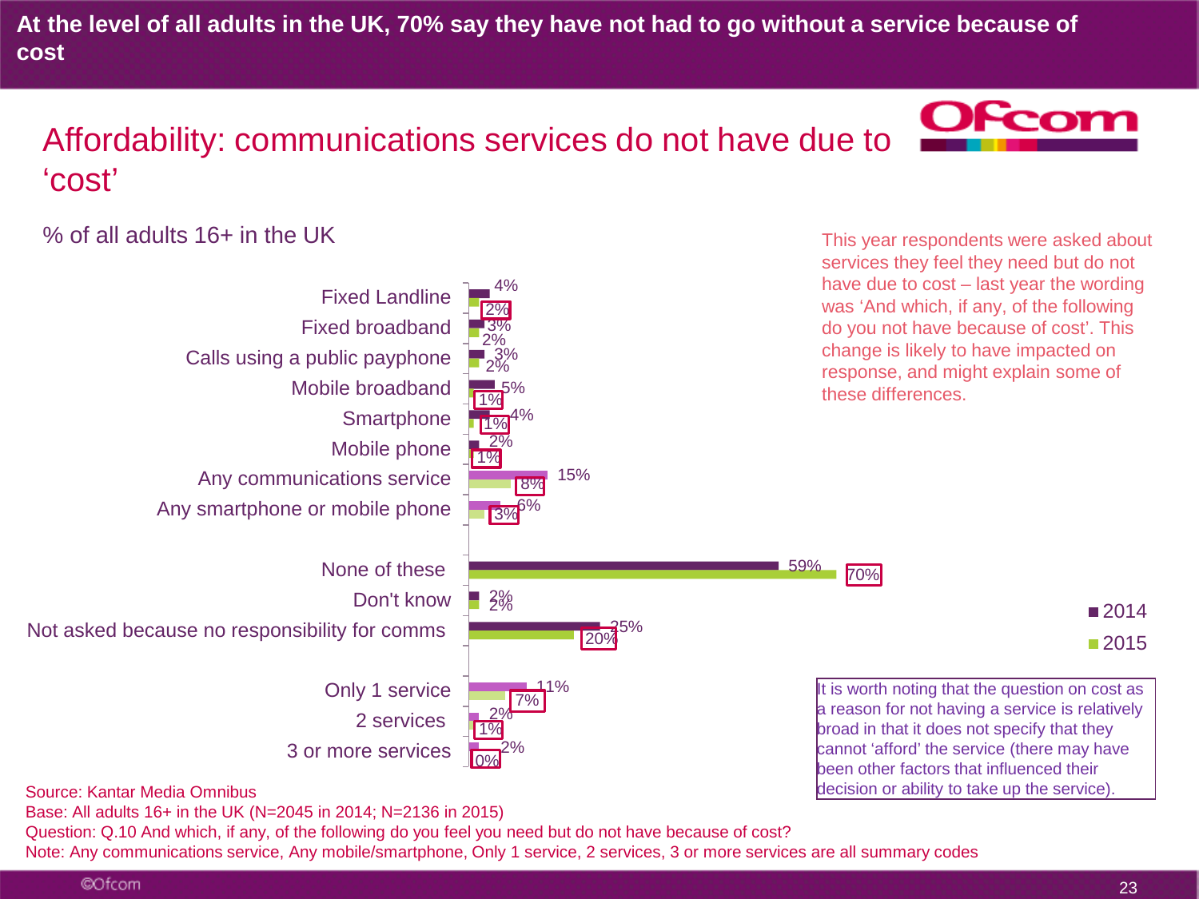## At the level of all adults in the UK, 70% say they have not had to go without a service because of cost

# Affordability: communications services do not have due to ‘cost’

% of all adults 16+ in the UK

| | 2014 | 2015 |
|---|---|---|
| Fixed Landline | 4% | 2% |
| Fixed broadband | 3% | 2% |
| Calls using a public payphone | 3% | 2% |
| Mobile broadband | 5% | 1% |
| Smartphone | 4% | 1% |
| Mobile phone | 2% | 1% |
| Any communications service | 15% | 8% |
| Any smartphone or mobile phone | 6% | 3% |
| None of these | 59% | 70% |
| Don't know | 2% | 2% |
| Not asked because no responsibility for comms | 25% | 20% |
| Only 1 service | 11% | 7% |
| 2 services | 2% | 1% |
| 3 or more services | 2% | 0% |

This year respondents were asked about services they feel they need but do not have due to cost – last year the wording was ‘And which, if any, of the following do you not have because of cost’. This change is likely to have impacted on response, and might explain some of these differences.

It is worth noting that the question on cost as a reason for not having a service is relatively broad in that it does not specify that they cannot ‘afford’ the service (there may have been other factors that influenced their decision or ability to take up the service).

Source: Kantar Media Omnibus
Base: All adults 16+ in the UK (N=2045 in 2014; N=2136 in 2015)
Question: Q.10 And which, if any, of the following do you feel you need but do not have because of cost?
Note: Any communications service, Any mobile/smartphone, Only 1 service, 2 services, 3 or more services are all summary codes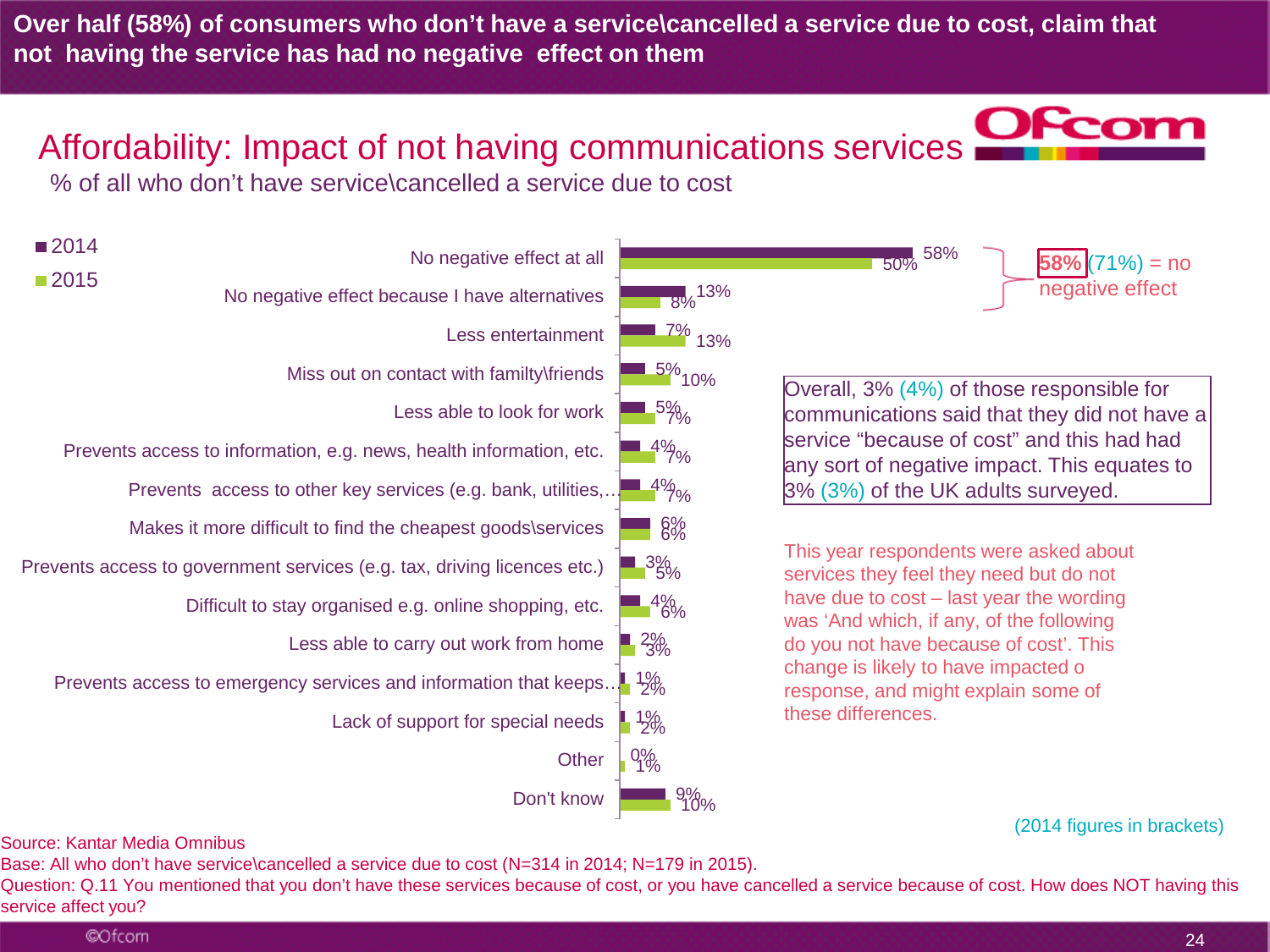# Over half (58%) of consumers who don't have a service\cancelled a service due to cost, claim that not having the service has had no negative effect on them

## Affordability: Impact of not having communications services

% of all who don't have service\cancelled a service due to cost

| | 2014 | 2015 |
|---|---|---|
| No negative effect at all | 58% | 50% |
| No negative effect because I have alternatives | 13% | 8% |
| Less entertainment | 7% | 13% |
| Miss out on contact with familty\friends | 5% | 10% |
| Less able to look for work | 5% | 7% |
| Prevents access to information, e.g. news, health information, etc. | 4% | 7% |
| Prevents access to other key services (e.g. bank, utilities,… | 4% | 7% |
| Makes it more difficult to find the cheapest goods\services | 6% | 6% |
| Prevents access to government services (e.g. tax, driving licences etc.) | 3% | 5% |
| Difficult to stay organised e.g. online shopping, etc. | 4% | 6% |
| Less able to carry out work from home | 2% | 3% |
| Prevents access to emergency services and information that keeps… | 1% | 2% |
| Lack of support for special needs | 1% | 2% |
| Other | 0% | 1% |
| Don't know | 9% | 10% |

**58%** (71%) = no negative effect

Overall, 3% (4%) of those responsible for communications said that they did not have a service "because of cost" and this had had any sort of negative impact. This equates to 3% (3%) of the UK adults surveyed.

This year respondents were asked about services they feel they need but do not have due to cost – last year the wording was 'And which, if any, of the following do you not have because of cost'. This change is likely to have impacted o response, and might explain some of these differences.

(2014 figures in brackets)

Source: Kantar Media Omnibus

Base: All who don't have service\cancelled a service due to cost (N=314 in 2014; N=179 in 2015).

Question: Q.11 You mentioned that you don't have these services because of cost, or you have cancelled a service because of cost. How does NOT having this service affect you?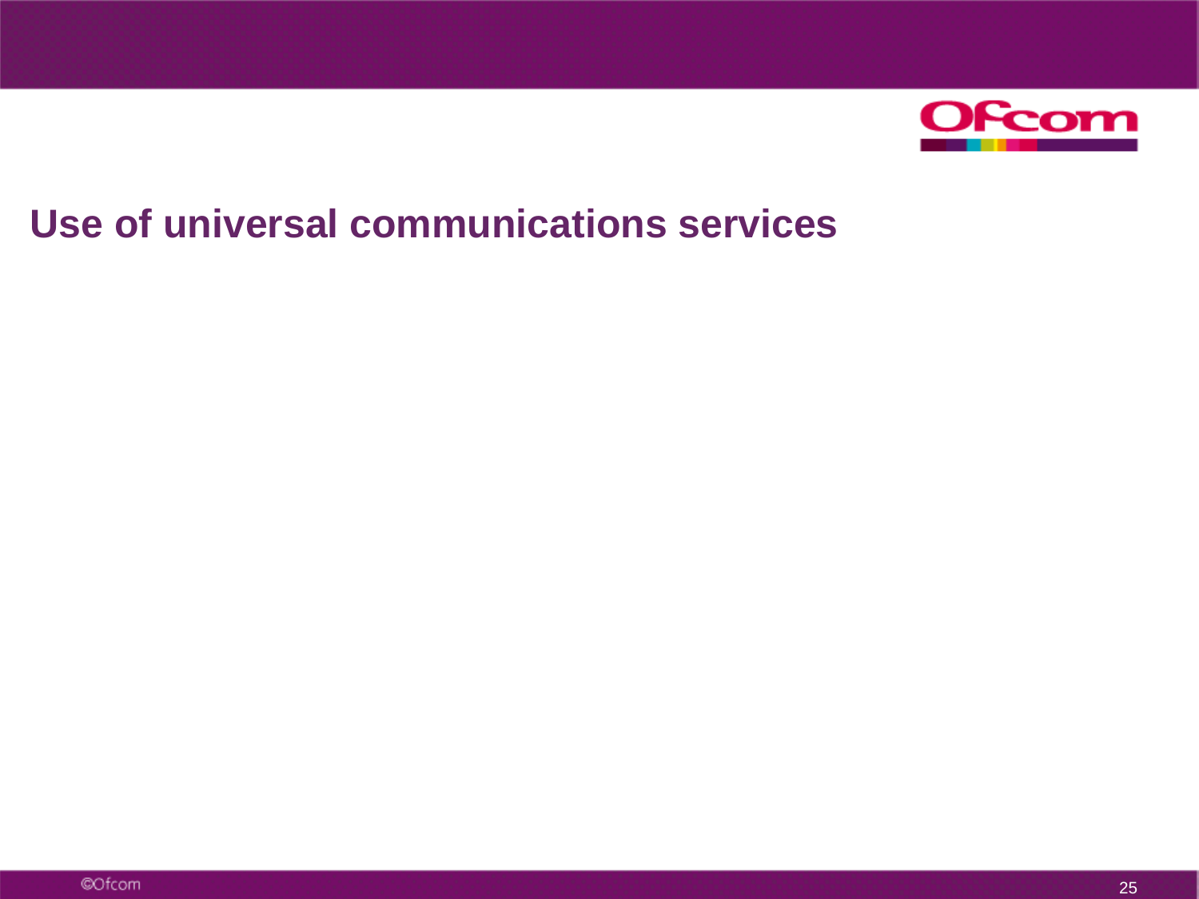# Use of universal communications services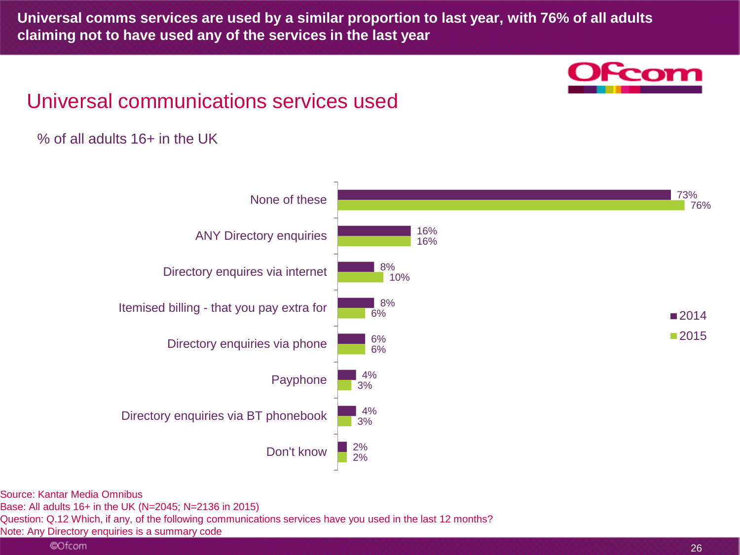# Universal comms services are used by a similar proportion to last year, with 76% of all adults claiming not to have used any of the services in the last year

## Universal communications services used

% of all adults 16+ in the UK

| | 2014 | 2015 |
|---|---|---|
| None of these | 73% | 76% |
| ANY Directory enquiries | 16% | 16% |
| Directory enquires via internet | 8% | 10% |
| Itemised billing - that you pay extra for | 8% | 6% |
| Directory enquiries via phone | 6% | 6% |
| Payphone | 4% | 3% |
| Directory enquiries via BT phonebook | 4% | 3% |
| Don't know | 2% | 2% |

Source: Kantar Media Omnibus
Base: All adults 16+ in the UK (N=2045; N=2136 in 2015)
Question: Q.12 Which, if any, of the following communications services have you used in the last 12 months?
Note: Any Directory enquiries is a summary code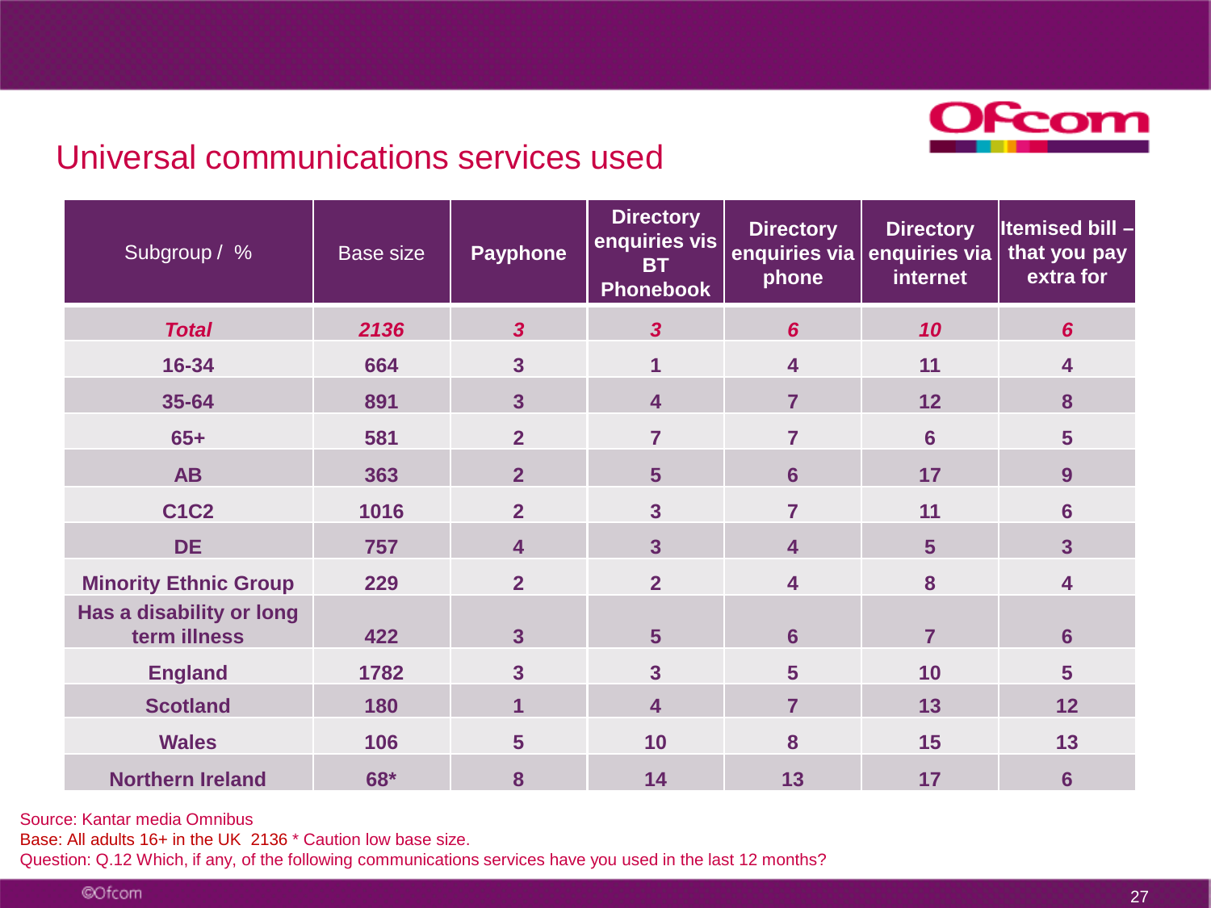# Universal communications services used

| Subgroup / % | Base size | Payphone | Directory enquiries vis BT Phonebook | Directory enquiries via phone | Directory enquiries via internet | Itemised bill – that you pay extra for |
|---|---|---|---|---|---|---|
| ***Total*** | ***2136*** | ***3*** | ***3*** | ***6*** | ***10*** | ***6*** |
| **16-34** | **664** | **3** | **1** | **4** | **11** | **4** |
| **35-64** | **891** | **3** | **4** | **7** | **12** | **8** |
| **65+** | **581** | **2** | **7** | **7** | **6** | **5** |
| **AB** | **363** | **2** | **5** | **6** | **17** | **9** |
| **C1C2** | **1016** | **2** | **3** | **7** | **11** | **6** |
| **DE** | **757** | **4** | **3** | **4** | **5** | **3** |
| **Minority Ethnic Group** | **229** | **2** | **2** | **4** | **8** | **4** |
| **Has a disability or long term illness** | **422** | **3** | **5** | **6** | **7** | **6** |
| **England** | **1782** | **3** | **3** | **5** | **10** | **5** |
| **Scotland** | **180** | **1** | **4** | **7** | **13** | **12** |
| **Wales** | **106** | **5** | **10** | **8** | **15** | **13** |
| **Northern Ireland** | **68*** | **8** | **14** | **13** | **17** | **6** |

Source: Kantar media Omnibus
Base: All adults 16+ in the UK 2136 * Caution low base size.
Question: Q.12 Which, if any, of the following communications services have you used in the last 12 months?